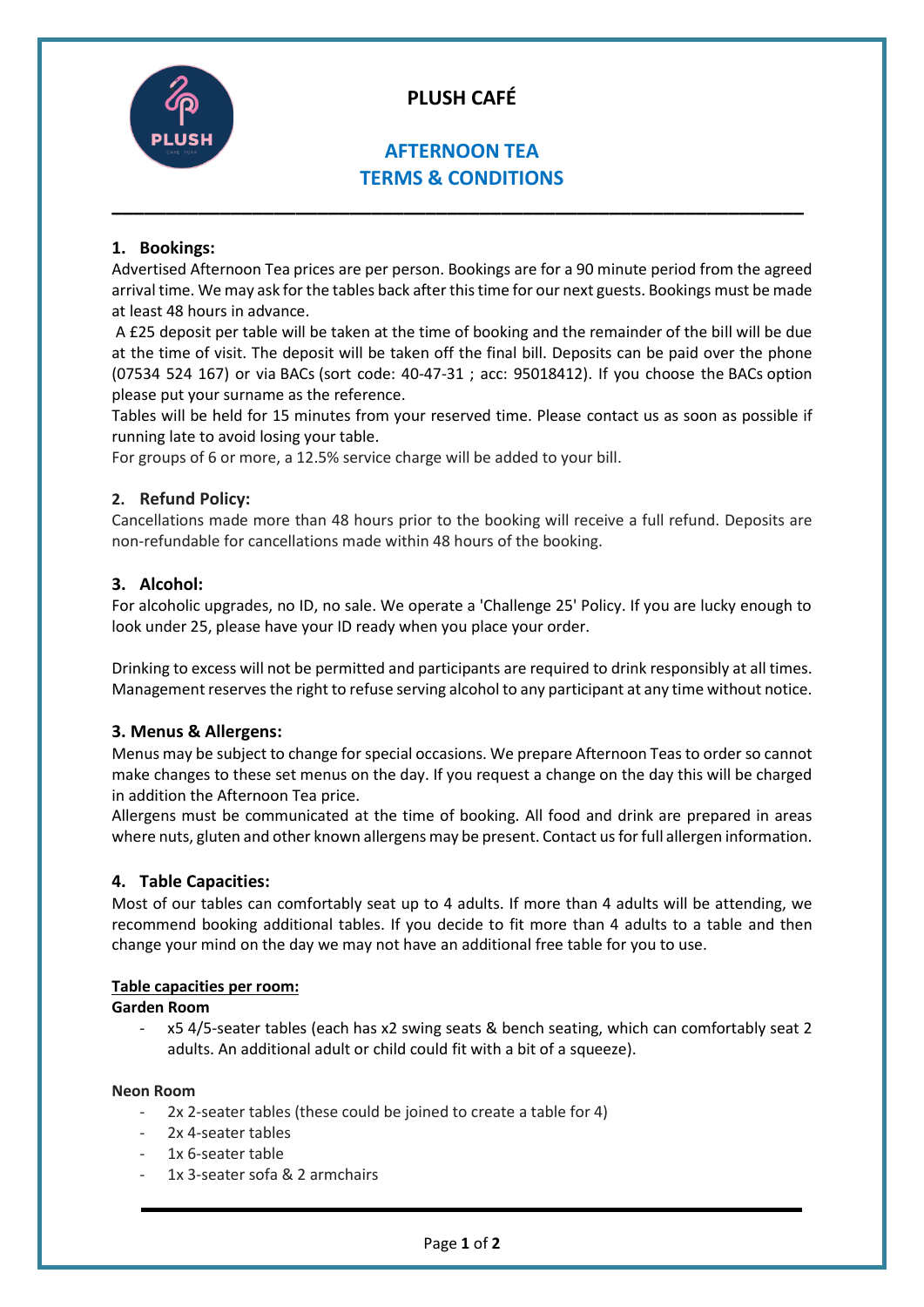# PLUSH CAFÉ

## AFTERNOON TEA
## TERMS & CONDITIONS

---

### 1. Bookings:

Advertised Afternoon Tea prices are per person. Bookings are for a 90 minute period from the agreed arrival time. We may ask for the tables back after this time for our next guests. Bookings must be made at least 48 hours in advance.

A £25 deposit per table will be taken at the time of booking and the remainder of the bill will be due at the time of visit. The deposit will be taken off the final bill. Deposits can be paid over the phone (07534 524 167) or via BACs (sort code: 40-47-31 ; acc: 95018412). If you choose the BACs option please put your surname as the reference.

Tables will be held for 15 minutes from your reserved time. Please contact us as soon as possible if running late to avoid losing your table.

For groups of 6 or more, a 12.5% service charge will be added to your bill.

### 2. Refund Policy:

Cancellations made more than 48 hours prior to the booking will receive a full refund. Deposits are non-refundable for cancellations made within 48 hours of the booking.

### 3. Alcohol:

For alcoholic upgrades, no ID, no sale. We operate a 'Challenge 25' Policy. If you are lucky enough to look under 25, please have your ID ready when you place your order.

Drinking to excess will not be permitted and participants are required to drink responsibly at all times. Management reserves the right to refuse serving alcohol to any participant at any time without notice.

### 3. Menus & Allergens:

Menus may be subject to change for special occasions. We prepare Afternoon Teas to order so cannot make changes to these set menus on the day. If you request a change on the day this will be charged in addition the Afternoon Tea price.

Allergens must be communicated at the time of booking. All food and drink are prepared in areas where nuts, gluten and other known allergens may be present. Contact us for full allergen information.

### 4. Table Capacities:

Most of our tables can comfortably seat up to 4 adults. If more than 4 adults will be attending, we recommend booking additional tables. If you decide to fit more than 4 adults to a table and then change your mind on the day we may not have an additional free table for you to use.

**Table capacities per room:**

**Garden Room**

- x5 4/5-seater tables (each has x2 swing seats & bench seating, which can comfortably seat 2 adults. An additional adult or child could fit with a bit of a squeeze).

**Neon Room**

- 2x 2-seater tables (these could be joined to create a table for 4)
- 2x 4-seater tables
- 1x 6-seater table
- 1x 3-seater sofa & 2 armchairs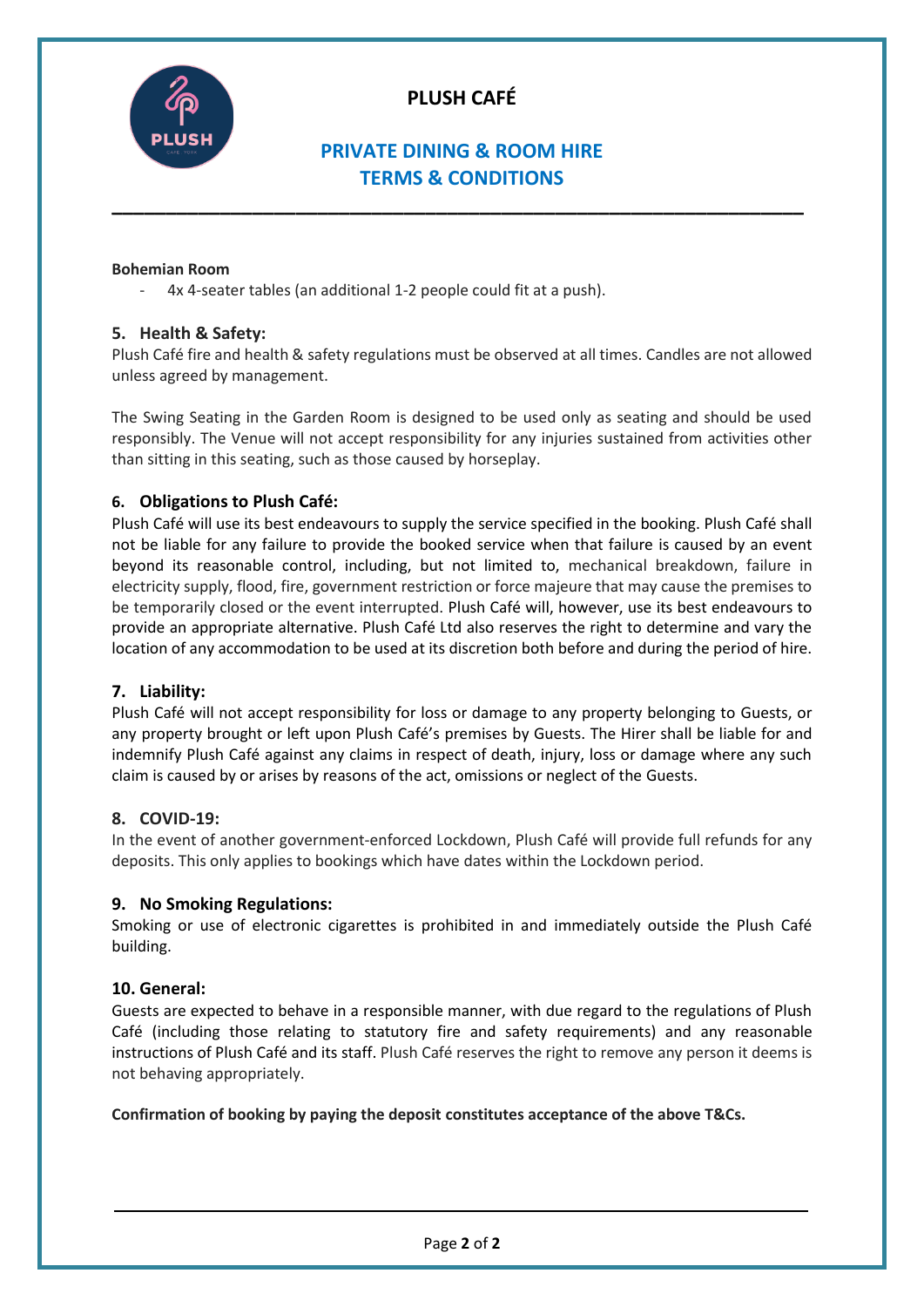# PLUSH CAFÉ

## PRIVATE DINING & ROOM HIRE TERMS & CONDITIONS

**Bohemian Room**

- 4x 4-seater tables (an additional 1-2 people could fit at a push).

### 5. Health & Safety:

Plush Café fire and health & safety regulations must be observed at all times. Candles are not allowed unless agreed by management.

The Swing Seating in the Garden Room is designed to be used only as seating and should be used responsibly. The Venue will not accept responsibility for any injuries sustained from activities other than sitting in this seating, such as those caused by horseplay.

### 6. Obligations to Plush Café:

Plush Café will use its best endeavours to supply the service specified in the booking. Plush Café shall not be liable for any failure to provide the booked service when that failure is caused by an event beyond its reasonable control, including, but not limited to, mechanical breakdown, failure in electricity supply, flood, fire, government restriction or force majeure that may cause the premises to be temporarily closed or the event interrupted. Plush Café will, however, use its best endeavours to provide an appropriate alternative. Plush Café Ltd also reserves the right to determine and vary the location of any accommodation to be used at its discretion both before and during the period of hire.

### 7. Liability:

Plush Café will not accept responsibility for loss or damage to any property belonging to Guests, or any property brought or left upon Plush Café's premises by Guests. The Hirer shall be liable for and indemnify Plush Café against any claims in respect of death, injury, loss or damage where any such claim is caused by or arises by reasons of the act, omissions or neglect of the Guests.

### 8. COVID-19:

In the event of another government-enforced Lockdown, Plush Café will provide full refunds for any deposits. This only applies to bookings which have dates within the Lockdown period.

### 9. No Smoking Regulations:

Smoking or use of electronic cigarettes is prohibited in and immediately outside the Plush Café building.

### 10. General:

Guests are expected to behave in a responsible manner, with due regard to the regulations of Plush Café (including those relating to statutory fire and safety requirements) and any reasonable instructions of Plush Café and its staff. Plush Café reserves the right to remove any person it deems is not behaving appropriately.

**Confirmation of booking by paying the deposit constitutes acceptance of the above T&Cs.**